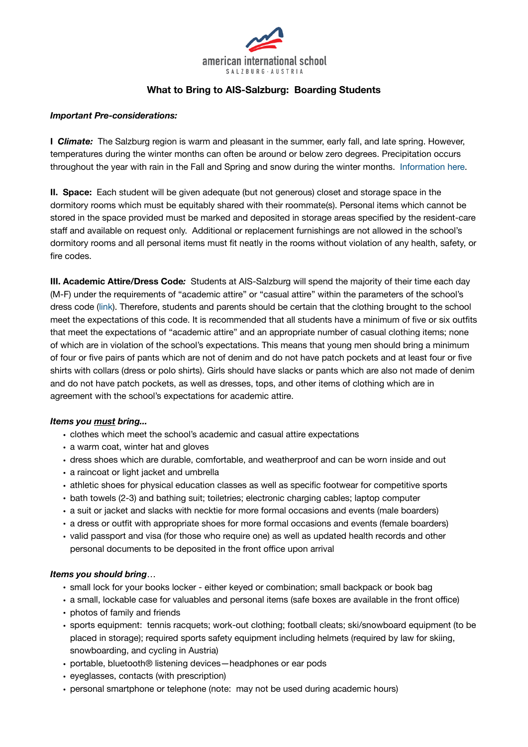american international school
SALZBURG · AUSTRIA

# What to Bring to AIS-Salzburg: Boarding Students

***Important Pre-considerations:***

**I *Climate:*** The Salzburg region is warm and pleasant in the summer, early fall, and late spring. However, temperatures during the winter months can often be around or below zero degrees. Precipitation occurs throughout the year with rain in the Fall and Spring and snow during the winter months. Information here.

**II. Space:** Each student will be given adequate (but not generous) closet and storage space in the dormitory rooms which must be equitably shared with their roommate(s). Personal items which cannot be stored in the space provided must be marked and deposited in storage areas specified by the resident-care staff and available on request only. Additional or replacement furnishings are not allowed in the school's dormitory rooms and all personal items must fit neatly in the rooms without violation of any health, safety, or fire codes.

**III. Academic Attire/Dress Code*:*** Students at AIS-Salzburg will spend the majority of their time each day (M-F) under the requirements of "academic attire" or "casual attire" within the parameters of the school's dress code (link). Therefore, students and parents should be certain that the clothing brought to the school meet the expectations of this code. It is recommended that all students have a minimum of five or six outfits that meet the expectations of "academic attire" and an appropriate number of casual clothing items; none of which are in violation of the school's expectations. This means that young men should bring a minimum of four or five pairs of pants which are not of denim and do not have patch pockets and at least four or five shirts with collars (dress or polo shirts). Girls should have slacks or pants which are also not made of denim and do not have patch pockets, as well as dresses, tops, and other items of clothing which are in agreement with the school's expectations for academic attire.

***Items you <u>must</u> bring...***

- clothes which meet the school's academic and casual attire expectations
- a warm coat, winter hat and gloves
- dress shoes which are durable, comfortable, and weatherproof and can be worn inside and out
- a raincoat or light jacket and umbrella
- athletic shoes for physical education classes as well as specific footwear for competitive sports
- bath towels (2-3) and bathing suit; toiletries; electronic charging cables; laptop computer
- a suit or jacket and slacks with necktie for more formal occasions and events (male boarders)
- a dress or outfit with appropriate shoes for more formal occasions and events (female boarders)
- valid passport and visa (for those who require one) as well as updated health records and other personal documents to be deposited in the front office upon arrival

***Items you should bring**...*

- small lock for your books locker - either keyed or combination; small backpack or book bag
- a small, lockable case for valuables and personal items (safe boxes are available in the front office)
- photos of family and friends
- sports equipment: tennis racquets; work-out clothing; football cleats; ski/snowboard equipment (to be placed in storage); required sports safety equipment including helmets (required by law for skiing, snowboarding, and cycling in Austria)
- portable, bluetooth® listening devices—headphones or ear pods
- eyeglasses, contacts (with prescription)
- personal smartphone or telephone (note: may not be used during academic hours)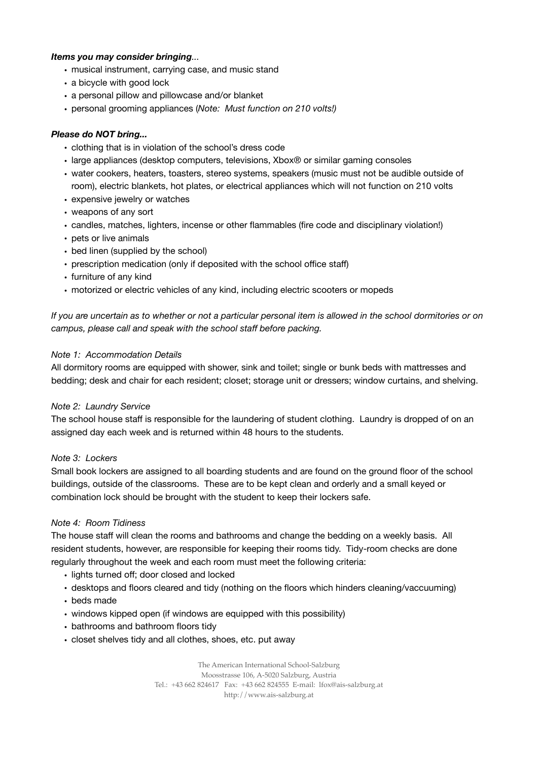***Items you may consider bringing...***

- musical instrument, carrying case, and music stand
- a bicycle with good lock
- a personal pillow and pillowcase and/or blanket
- personal grooming appliances (*Note: Must function on 210 volts!)*

***Please do NOT bring...***

- clothing that is in violation of the school's dress code
- large appliances (desktop computers, televisions, Xbox® or similar gaming consoles
- water cookers, heaters, toasters, stereo systems, speakers (music must not be audible outside of room), electric blankets, hot plates, or electrical appliances which will not function on 210 volts
- expensive jewelry or watches
- weapons of any sort
- candles, matches, lighters, incense or other flammables (fire code and disciplinary violation!)
- pets or live animals
- bed linen (supplied by the school)
- prescription medication (only if deposited with the school office staff)
- furniture of any kind
- motorized or electric vehicles of any kind, including electric scooters or mopeds

*If you are uncertain as to whether or not a particular personal item is allowed in the school dormitories or on campus, please call and speak with the school staff before packing.*

*Note 1: Accommodation Details*

All dormitory rooms are equipped with shower, sink and toilet; single or bunk beds with mattresses and bedding; desk and chair for each resident; closet; storage unit or dressers; window curtains, and shelving.

*Note 2: Laundry Service*

The school house staff is responsible for the laundering of student clothing. Laundry is dropped of on an assigned day each week and is returned within 48 hours to the students.

*Note 3: Lockers*

Small book lockers are assigned to all boarding students and are found on the ground floor of the school buildings, outside of the classrooms. These are to be kept clean and orderly and a small keyed or combination lock should be brought with the student to keep their lockers safe.

*Note 4: Room Tidiness*

The house staff will clean the rooms and bathrooms and change the bedding on a weekly basis. All resident students, however, are responsible for keeping their rooms tidy. Tidy-room checks are done regularly throughout the week and each room must meet the following criteria:

- lights turned off; door closed and locked
- desktops and floors cleared and tidy (nothing on the floors which hinders cleaning/vaccuuming)
- beds made
- windows kipped open (if windows are equipped with this possibility)
- bathrooms and bathroom floors tidy
- closet shelves tidy and all clothes, shoes, etc. put away

The American International School-Salzburg
Moosstrasse 106, A-5020 Salzburg, Austria
Tel.: +43 662 824617 Fax: +43 662 824555 E-mail: lfox@ais-salzburg.at
http://www.ais-salzburg.at